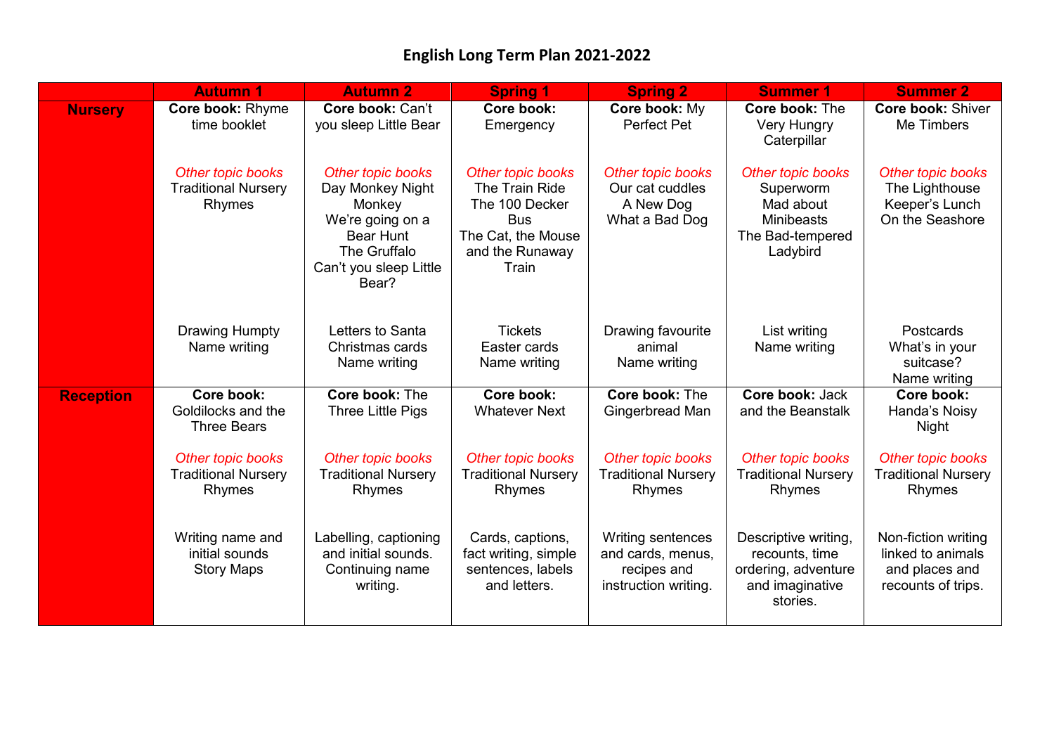# English Long Term Plan 2021-2022

| | Autumn 1 | Autumn 2 | Spring 1 | Spring 2 | Summer 1 | Summer 2 |
|---|---|---|---|---|---|---|
| **Nursery** | **Core book:** Rhyme time booklet<br><br>*Other topic books*<br>Traditional Nursery Rhymes<br><br>Drawing Humpty<br>Name writing | **Core book:** Can't you sleep Little Bear<br><br>*Other topic books*<br>Day Monkey Night Monkey<br>We're going on a Bear Hunt<br>The Gruffalo<br>Can't you sleep Little Bear?<br><br>Letters to Santa<br>Christmas cards<br>Name writing | **Core book:** Emergency<br><br>*Other topic books*<br>The Train Ride<br>The 100 Decker Bus<br>The Cat, the Mouse and the Runaway Train<br><br>Tickets<br>Easter cards<br>Name writing | **Core book:** My Perfect Pet<br><br>*Other topic books*<br>Our cat cuddles<br>A New Dog<br>What a Bad Dog<br><br>Drawing favourite animal<br>Name writing | **Core book:** The Very Hungry Caterpillar<br><br>*Other topic books*<br>Superworm<br>Mad about Minibeasts<br>The Bad-tempered Ladybird<br><br>List writing<br>Name writing | **Core book:** Shiver Me Timbers<br><br>*Other topic books*<br>The Lighthouse Keeper's Lunch<br>On the Seashore<br><br>Postcards<br>What's in your suitcase?<br>Name writing |
| **Reception** | **Core book:** Goldilocks and the Three Bears<br><br>*Other topic books*<br>Traditional Nursery Rhymes<br><br>Writing name and initial sounds<br>Story Maps | **Core book:** The Three Little Pigs<br><br>*Other topic books*<br>Traditional Nursery Rhymes<br><br>Labelling, captioning and initial sounds. Continuing name writing. | **Core book:** Whatever Next<br><br>*Other topic books*<br>Traditional Nursery Rhymes<br><br>Cards, captions, fact writing, simple sentences, labels and letters. | **Core book:** The Gingerbread Man<br><br>*Other topic books*<br>Traditional Nursery Rhymes<br><br>Writing sentences and cards, menus, recipes and instruction writing. | **Core book:** Jack and the Beanstalk<br><br>*Other topic books*<br>Traditional Nursery Rhymes<br><br>Descriptive writing, recounts, time ordering, adventure and imaginative stories. | **Core book:** Handa's Noisy Night<br><br>*Other topic books*<br>Traditional Nursery Rhymes<br><br>Non-fiction writing linked to animals and places and recounts of trips. |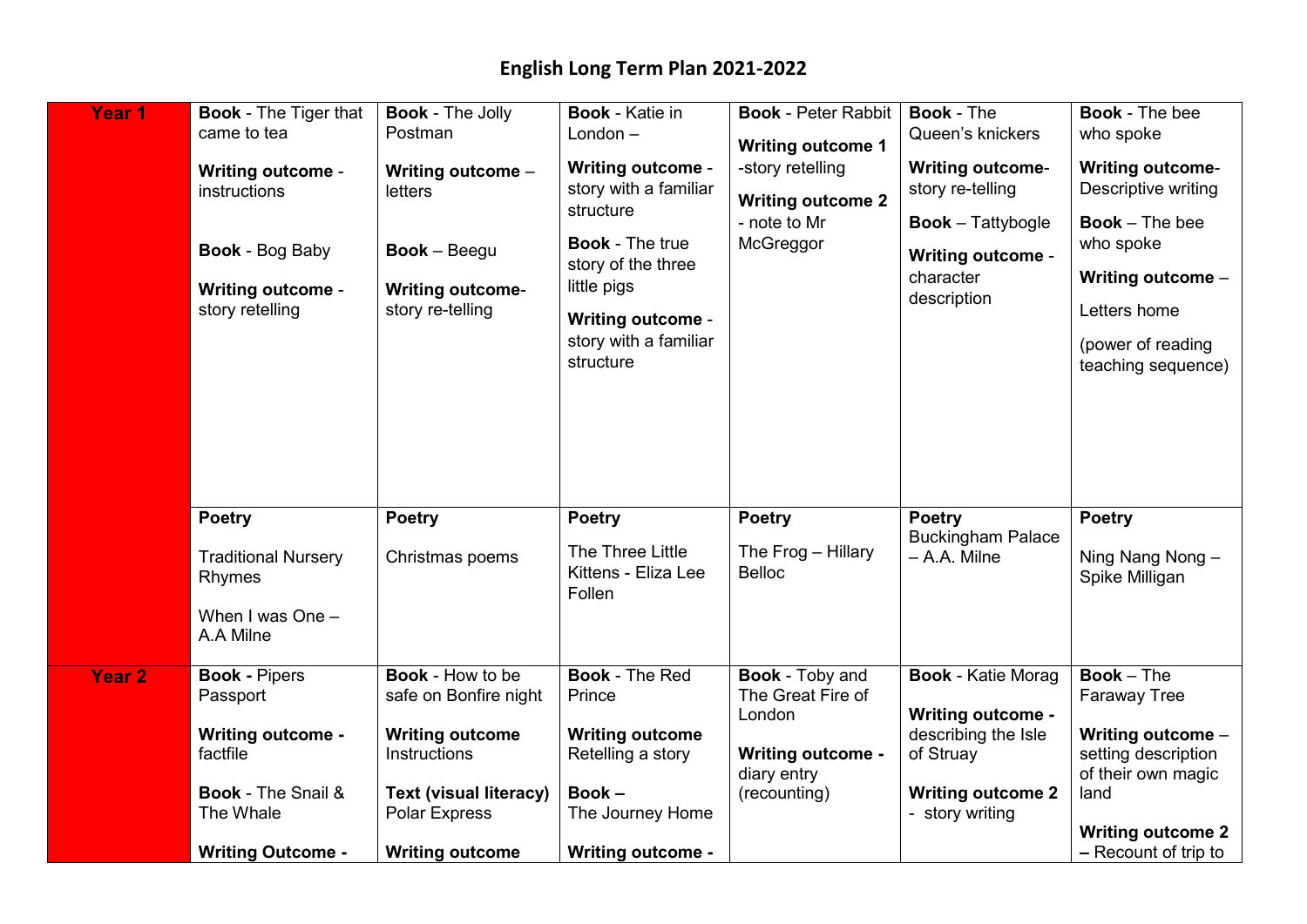# English Long Term Plan 2021-2022

| | | | | | | |
|---|---|---|---|---|---|---|
| **Year 1** | **Book** - The Tiger that came to tea<br><br>**Writing outcome** - instructions<br><br>**Book** - Bog Baby<br><br>**Writing outcome** - story retelling | **Book** - The Jolly Postman<br><br>**Writing outcome** – letters<br><br>**Book** – Beegu<br><br>**Writing outcome**- story re-telling | **Book** - Katie in London –<br><br>**Writing outcome** - story with a familiar structure<br><br>**Book** - The true story of the three little pigs<br><br>**Writing outcome** - story with a familiar structure | **Book** - Peter Rabbit<br><br>**Writing outcome 1** -story retelling<br><br>**Writing outcome 2** - note to Mr McGreggor | **Book** - The Queen's knickers<br><br>**Writing outcome**- story re-telling<br><br>**Book** – Tattybogle<br><br>**Writing outcome** - character description | **Book** - The bee who spoke<br><br>**Writing outcome**- Descriptive writing<br><br>**Book** – The bee who spoke<br><br>**Writing outcome** –<br><br>Letters home<br><br>(power of reading teaching sequence) |
| | **Poetry**<br><br>Traditional Nursery Rhymes<br><br>When I was One – A.A Milne | **Poetry**<br><br>Christmas poems | **Poetry**<br><br>The Three Little Kittens - Eliza Lee Follen | **Poetry**<br><br>The Frog – Hillary Belloc | **Poetry**<br>Buckingham Palace – A.A. Milne | **Poetry**<br><br>Ning Nang Nong – Spike Milligan |
| **Year 2** | **Book -** Pipers Passport<br><br>**Writing outcome -** factfile<br><br>**Book** - The Snail & The Whale<br><br>**Writing Outcome -** | **Book** - How to be safe on Bonfire night<br><br>**Writing outcome** Instructions<br><br>**Text (visual literacy)** Polar Express<br><br>**Writing outcome** | **Book** - The Red Prince<br><br>**Writing outcome** Retelling a story<br><br>**Book –** The Journey Home<br><br>**Writing outcome -** | **Book** - Toby and The Great Fire of London<br><br>**Writing outcome -** diary entry (recounting) | **Book** - Katie Morag<br><br>**Writing outcome -** describing the Isle of Struay<br><br>**Writing outcome 2** - story writing | **Book** – The Faraway Tree<br><br>**Writing outcome** – setting description of their own magic land<br><br>**Writing outcome 2 –** Recount of trip to |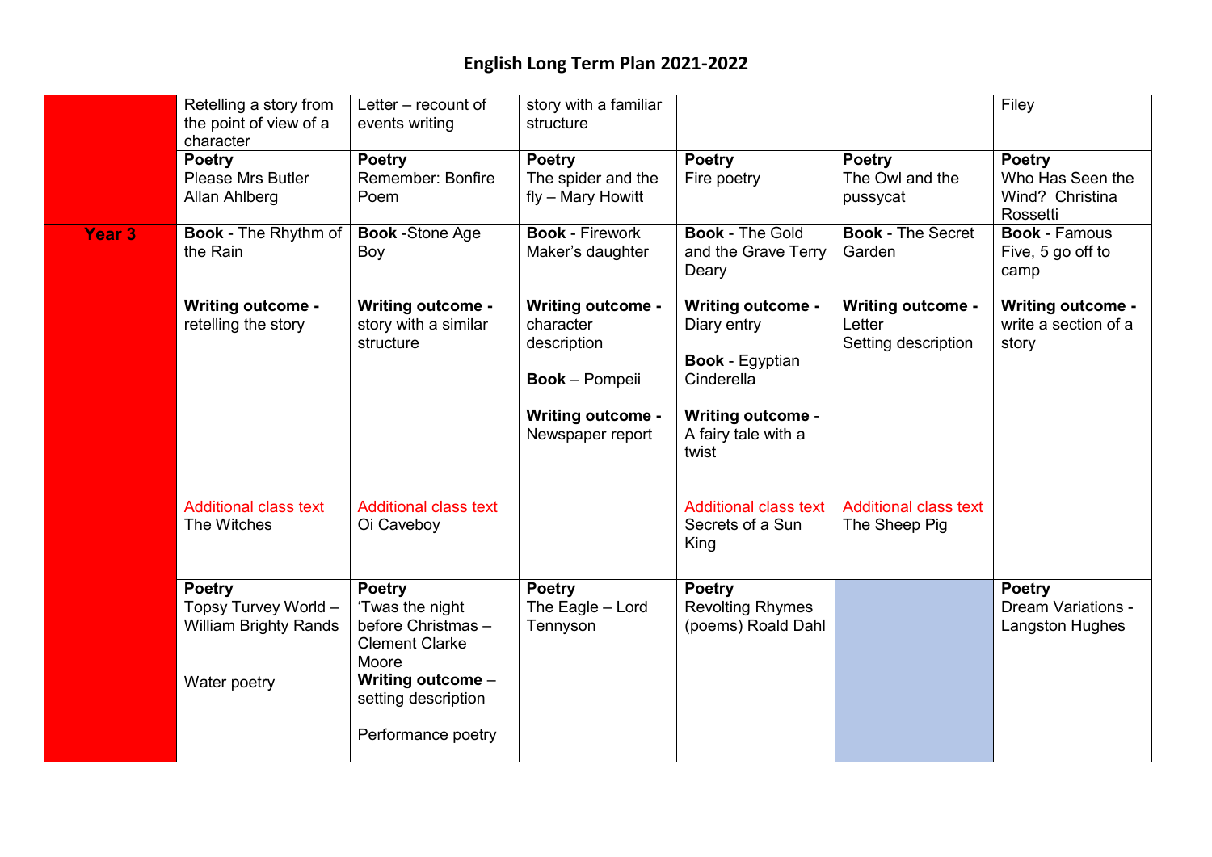# English Long Term Plan 2021-2022

| | | | | | | |
|---|---|---|---|---|---|---|
| | Retelling a story from the point of view of a character | Letter – recount of events writing | story with a familiar structure | | | Filey |
| | **Poetry**<br>Please Mrs Butler Allan Ahlberg | **Poetry**<br>Remember: Bonfire Poem | **Poetry**<br>The spider and the fly – Mary Howitt | **Poetry**<br>Fire poetry | **Poetry**<br>The Owl and the pussycat | **Poetry**<br>Who Has Seen the Wind? Christina Rossetti |
| **Year 3** | **Book** - The Rhythm of the Rain<br><br>**Writing outcome -** retelling the story<br><br>Additional class text<br>The Witches | **Book** -Stone Age Boy<br><br>**Writing outcome -** story with a similar structure<br><br>Additional class text<br>Oi Caveboy | **Book** - Firework Maker's daughter<br><br>**Writing outcome -** character description<br><br>**Book** – Pompeii<br><br>**Writing outcome -** Newspaper report | **Book** - The Gold and the Grave Terry Deary<br><br>**Writing outcome -** Diary entry<br><br>**Book** - Egyptian Cinderella<br><br>**Writing outcome** - A fairy tale with a twist<br><br>Additional class text<br>Secrets of a Sun King | **Book** - The Secret Garden<br><br>**Writing outcome -** Letter<br>Setting description<br><br>Additional class text<br>The Sheep Pig | **Book** - Famous Five, 5 go off to camp<br><br>**Writing outcome -** write a section of a story |
| | **Poetry**<br>Topsy Turvey World – William Brighty Rands<br><br>Water poetry | **Poetry**<br>'Twas the night before Christmas – Clement Clarke Moore<br>**Writing outcome** – setting description<br><br>Performance poetry | **Poetry**<br>The Eagle – Lord Tennyson | **Poetry**<br>Revolting Rhymes (poems) Roald Dahl | | **Poetry**<br>Dream Variations - Langston Hughes |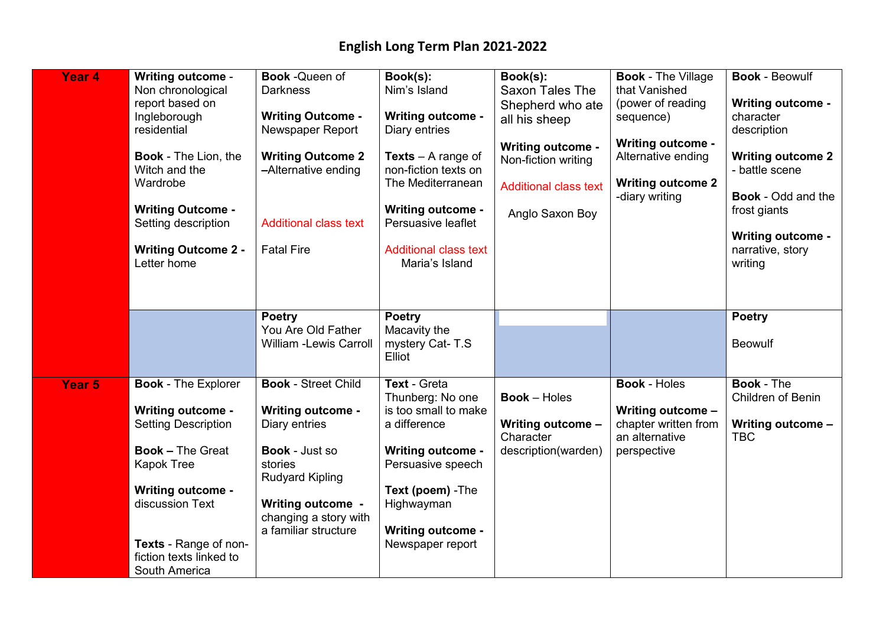# English Long Term Plan 2021-2022

| | | | | | | |
|---|---|---|---|---|---|---|
| **Year 4** | **Writing outcome** - Non chronological report based on Ingleborough residential<br><br>**Book** - The Lion, the Witch and the Wardrobe<br><br>**Writing Outcome** - Setting description<br><br>**Writing Outcome 2** - Letter home | **Book** -Queen of Darkness<br><br>**Writing Outcome** - Newspaper Report<br><br>**Writing Outcome 2** –Alternative ending<br><br>Additional class text<br><br>Fatal Fire | **Book(s):** Nim's Island<br><br>**Writing outcome** - Diary entries<br><br>**Texts** – A range of non-fiction texts on The Mediterranean<br><br>**Writing outcome** - Persuasive leaflet<br><br>Additional class text<br>Maria's Island | **Book(s):** Saxon Tales The Shepherd who ate all his sheep<br><br>**Writing outcome** - Non-fiction writing<br><br>Additional class text<br><br>Anglo Saxon Boy | **Book** - The Village that Vanished (power of reading sequence)<br><br>**Writing outcome** - Alternative ending<br><br>**Writing outcome 2** -diary writing | **Book** - Beowulf<br><br>**Writing outcome** - character description<br><br>**Writing outcome 2** - battle scene<br><br>**Book** - Odd and the frost giants<br><br>**Writing outcome** - narrative, story writing |
| | | **Poetry**<br>You Are Old Father William -Lewis Carroll | **Poetry**<br>Macavity the mystery Cat- T.S Elliot | | | **Poetry**<br><br>Beowulf |
| **Year 5** | **Book** - The Explorer<br><br>**Writing outcome** - Setting Description<br><br>**Book** – The Great Kapok Tree<br><br>**Writing outcome** - discussion Text<br><br>**Texts** - Range of non-fiction texts linked to South America | **Book** - Street Child<br><br>**Writing outcome** - Diary entries<br><br>**Book** - Just so stories<br>Rudyard Kipling<br><br>**Writing outcome** - changing a story with a familiar structure | **Text** - Greta Thunberg: No one is too small to make a difference<br><br>**Writing outcome** - Persuasive speech<br><br>**Text (poem)** -The Highwayman<br><br>**Writing outcome** - Newspaper report | **Book** – Holes<br><br>**Writing outcome** – Character description(warden) | **Book** - Holes<br><br>**Writing outcome** – chapter written from an alternative perspective | **Book** - The Children of Benin<br><br>**Writing outcome** – TBC |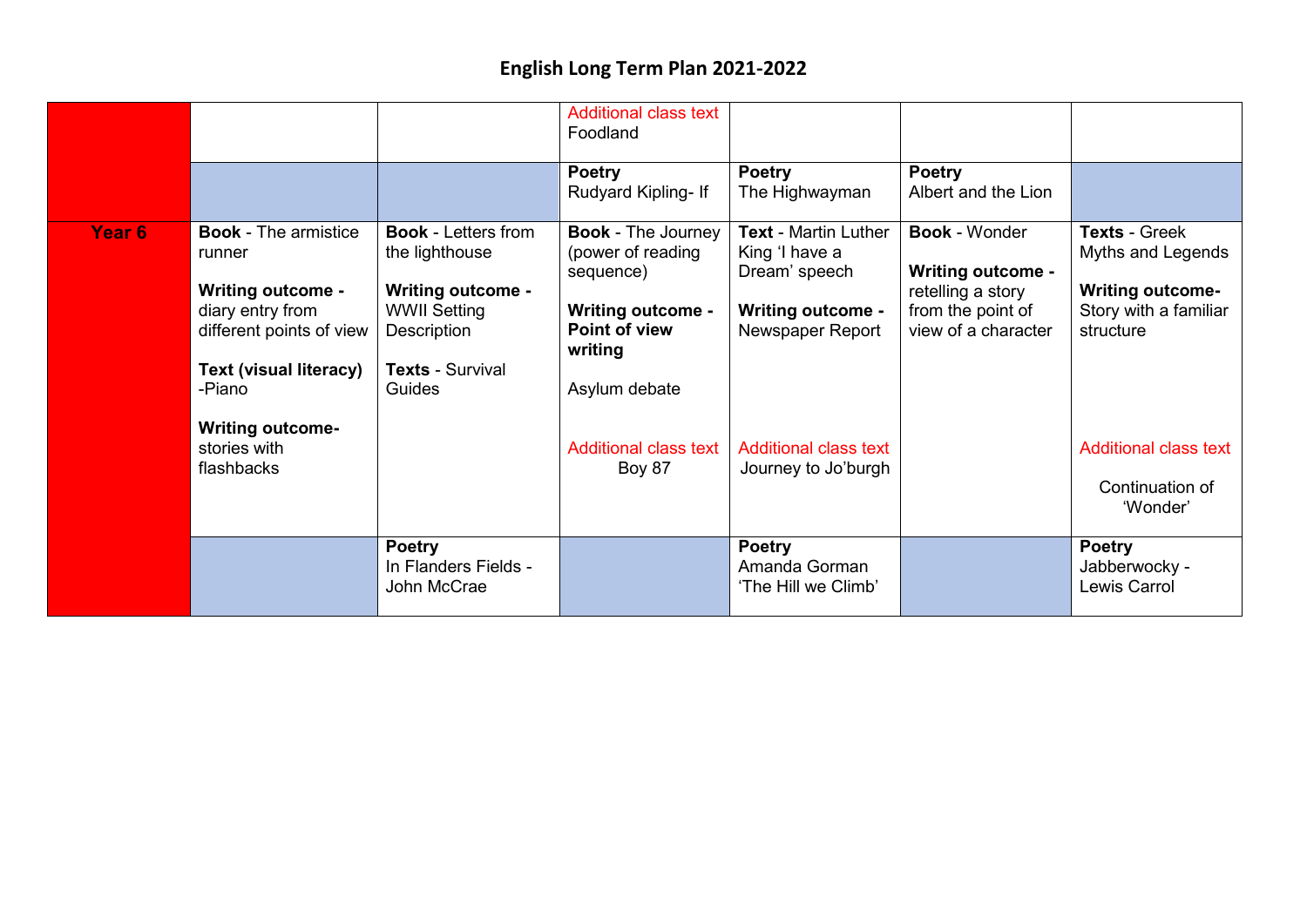# English Long Term Plan 2021-2022

| | | | | | | |
|---|---|---|---|---|---|---|
| | | | Additional class text Foodland | | | |
| | | | **Poetry** Rudyard Kipling- If | **Poetry** The Highwayman | **Poetry** Albert and the Lion | |
| **Year 6** | **Book** - The armistice runner<br><br>**Writing outcome -** diary entry from different points of view<br><br>**Text (visual literacy)** -Piano<br><br>**Writing outcome-** stories with flashbacks | **Book** - Letters from the lighthouse<br><br>**Writing outcome -** WWII Setting Description<br><br>**Texts** - Survival Guides | **Book** - The Journey (power of reading sequence)<br><br>**Writing outcome - Point of view writing**<br><br>Asylum debate<br><br>Additional class text Boy 87 | **Text** - Martin Luther King 'I have a Dream' speech<br><br>**Writing outcome -** Newspaper Report<br><br>Additional class text Journey to Jo'burgh | **Book** - Wonder<br><br>**Writing outcome -** retelling a story from the point of view of a character | **Texts** - Greek Myths and Legends<br><br>**Writing outcome-** Story with a familiar structure<br><br>Additional class text<br><br>Continuation of 'Wonder' |
| | | **Poetry** In Flanders Fields - John McCrae | | **Poetry** Amanda Gorman 'The Hill we Climb' | | **Poetry** Jabberwocky - Lewis Carrol |